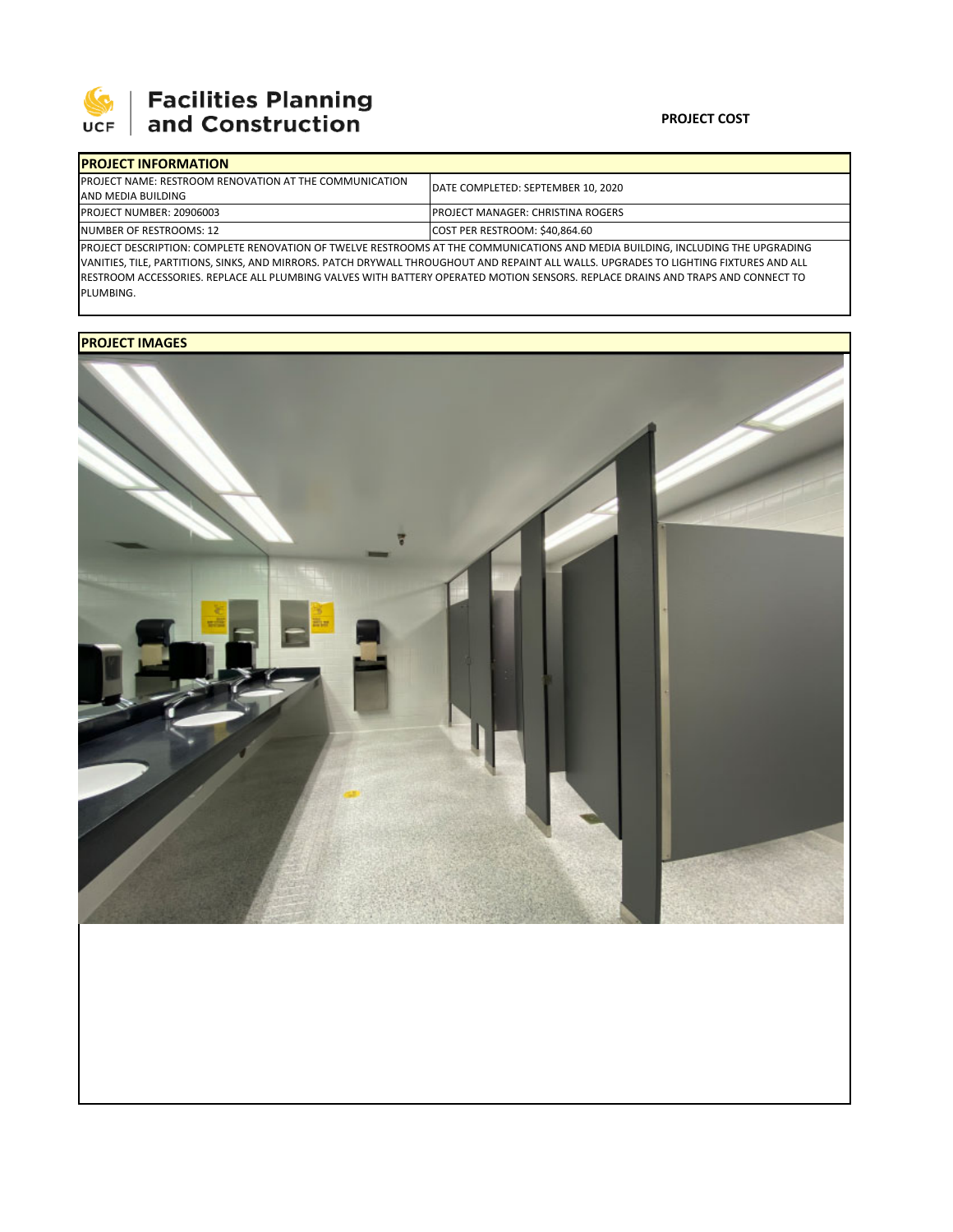**Facilities Planning and Construction**

**PROJECT COST**

| **PROJECT INFORMATION** | |
|---|---|
| PROJECT NAME: RESTROOM RENOVATION AT THE COMMUNICATION AND MEDIA BUILDING | DATE COMPLETED: SEPTEMBER 10, 2020 |
| PROJECT NUMBER: 20906003 | PROJECT MANAGER: CHRISTINA ROGERS |
| NUMBER OF RESTROOMS: 12 | COST PER RESTROOM: $40,864.60 |

PROJECT DESCRIPTION: COMPLETE RENOVATION OF TWELVE RESTROOMS AT THE COMMUNICATIONS AND MEDIA BUILDING, INCLUDING THE UPGRADING VANITIES, TILE, PARTITIONS, SINKS, AND MIRRORS. PATCH DRYWALL THROUGHOUT AND REPAINT ALL WALLS. UPGRADES TO LIGHTING FIXTURES AND ALL RESTROOM ACCESSORIES. REPLACE ALL PLUMBING VALVES WITH BATTERY OPERATED MOTION SENSORS. REPLACE DRAINS AND TRAPS AND CONNECT TO PLUMBING.

**PROJECT IMAGES**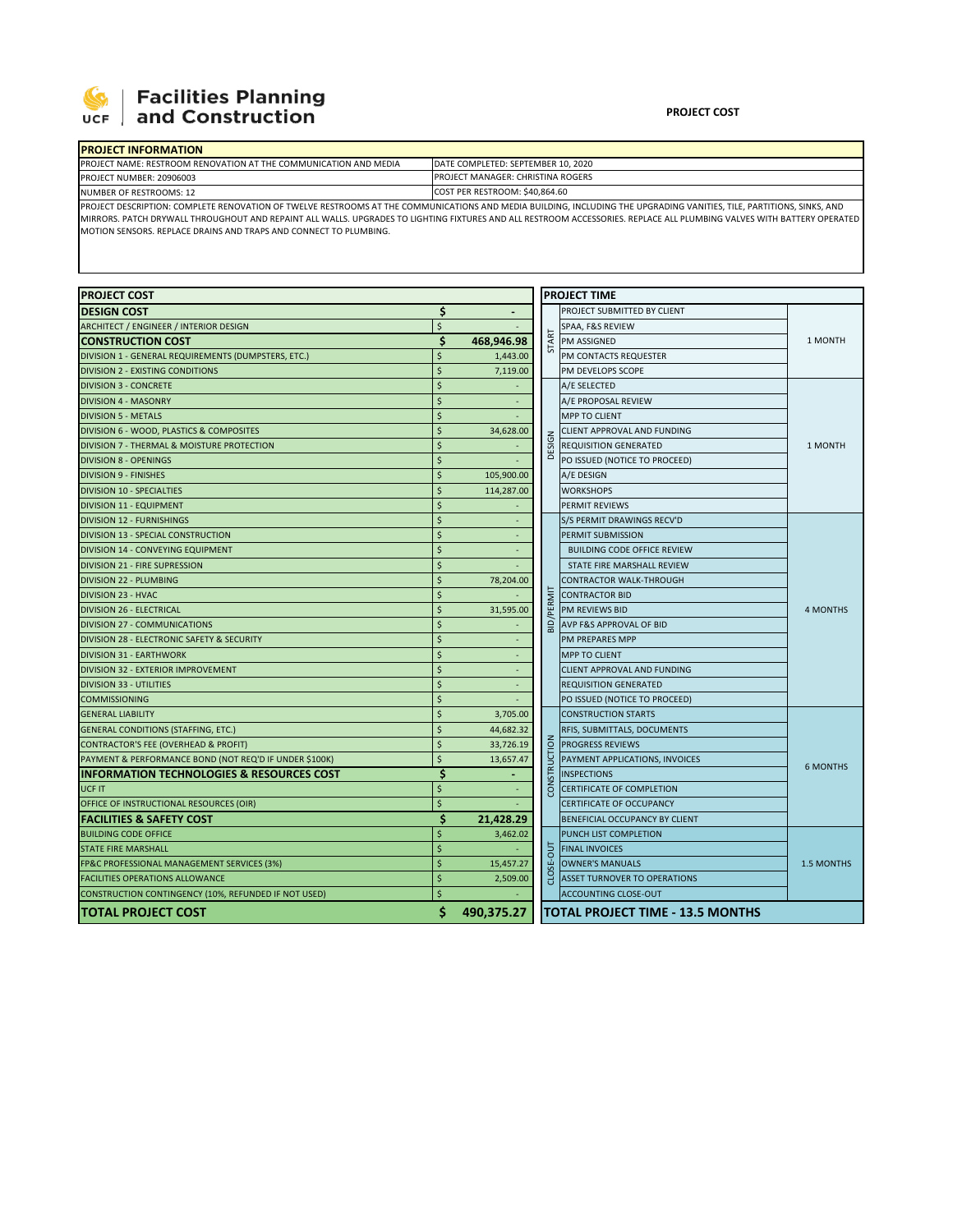**Facilities Planning and Construction**

**PROJECT COST**

| **PROJECT INFORMATION** | |
|---|---|
| PROJECT NAME: RESTROOM RENOVATION AT THE COMMUNICATION AND MEDIA | DATE COMPLETED: SEPTEMBER 10, 2020 |
| PROJECT NUMBER: 20906003 | PROJECT MANAGER: CHRISTINA ROGERS |
| NUMBER OF RESTROOMS: 12 | COST PER RESTROOM: $40,864.60 |

PROJECT DESCRIPTION: COMPLETE RENOVATION OF TWELVE RESTROOMS AT THE COMMUNICATIONS AND MEDIA BUILDING, INCLUDING THE UPGRADING VANITIES, TILE, PARTITIONS, SINKS, AND MIRRORS. PATCH DRYWALL THROUGHOUT AND REPAINT ALL WALLS. UPGRADES TO LIGHTING FIXTURES AND ALL RESTROOM ACCESSORIES. REPLACE ALL PLUMBING VALVES WITH BATTERY OPERATED MOTION SENSORS. REPLACE DRAINS AND TRAPS AND CONNECT TO PLUMBING.

| **PROJECT COST** | | |
|---|---|---|
| **DESIGN COST** | **$** | **-** |
| ARCHITECT / ENGINEER / INTERIOR DESIGN | $ | - |
| **CONSTRUCTION COST** | **$** | **468,946.98** |
| DIVISION 1 - GENERAL REQUIREMENTS (DUMPSTERS, ETC.) | $ | 1,443.00 |
| DIVISION 2 - EXISTING CONDITIONS | $ | 7,119.00 |
| DIVISION 3 - CONCRETE | $ | - |
| DIVISION 4 - MASONRY | $ | - |
| DIVISION 5 - METALS | $ | - |
| DIVISION 6 - WOOD, PLASTICS & COMPOSITES | $ | 34,628.00 |
| DIVISION 7 - THERMAL & MOISTURE PROTECTION | $ | - |
| DIVISION 8 - OPENINGS | $ | - |
| DIVISION 9 - FINISHES | $ | 105,900.00 |
| DIVISION 10 - SPECIALTIES | $ | 114,287.00 |
| DIVISION 11 - EQUIPMENT | $ | - |
| DIVISION 12 - FURNISHINGS | $ | - |
| DIVISION 13 - SPECIAL CONSTRUCTION | $ | - |
| DIVISION 14 - CONVEYING EQUIPMENT | $ | - |
| DIVISION 21 - FIRE SUPRESSION | $ | - |
| DIVISION 22 - PLUMBING | $ | 78,204.00 |
| DIVISION 23 - HVAC | $ | - |
| DIVISION 26 - ELECTRICAL | $ | 31,595.00 |
| DIVISION 27 - COMMUNICATIONS | $ | - |
| DIVISION 28 - ELECTRONIC SAFETY & SECURITY | $ | - |
| DIVISION 31 - EARTHWORK | $ | - |
| DIVISION 32 - EXTERIOR IMPROVEMENT | $ | - |
| DIVISION 33 - UTILITIES | $ | - |
| COMMISSIONING | $ | - |
| GENERAL LIABILITY | $ | 3,705.00 |
| GENERAL CONDITIONS (STAFFING, ETC.) | $ | 44,682.32 |
| CONTRACTOR'S FEE (OVERHEAD & PROFIT) | $ | 33,726.19 |
| PAYMENT & PERFORMANCE BOND (NOT REQ'D IF UNDER $100K) | $ | 13,657.47 |
| **INFORMATION TECHNOLOGIES & RESOURCES COST** | **$** | **-** |
| UCF IT | $ | - |
| OFFICE OF INSTRUCTIONAL RESOURCES (OIR) | $ | - |
| **FACILITIES & SAFETY COST** | **$** | **21,428.29** |
| BUILDING CODE OFFICE | $ | 3,462.02 |
| STATE FIRE MARSHALL | $ | - |
| FP&C PROFESSIONAL MANAGEMENT SERVICES (3%) | $ | 15,457.27 |
| FACILITIES OPERATIONS ALLOWANCE | $ | 2,509.00 |
| CONSTRUCTION CONTINGENCY (10%, REFUNDED IF NOT USED) | $ | - |
| **TOTAL PROJECT COST** | **$** | **490,375.27** |

| **PROJECT TIME** | | |
|---|---|---|
| START | PROJECT SUBMITTED BY CLIENT | 1 MONTH |
| | SPAA, F&S REVIEW | |
| | PM ASSIGNED | |
| | PM CONTACTS REQUESTER | |
| | PM DEVELOPS SCOPE | |
| DESIGN | A/E SELECTED | 1 MONTH |
| | A/E PROPOSAL REVIEW | |
| | MPP TO CLIENT | |
| | CLIENT APPROVAL AND FUNDING | |
| | REQUISITION GENERATED | |
| | PO ISSUED (NOTICE TO PROCEED) | |
| | A/E DESIGN | |
| | WORKSHOPS | |
| | PERMIT REVIEWS | |
| BID/PERMIT | S/S PERMIT DRAWINGS RECV'D | 4 MONTHS |
| | PERMIT SUBMISSION | |
| | BUILDING CODE OFFICE REVIEW | |
| | STATE FIRE MARSHALL REVIEW | |
| | CONTRACTOR WALK-THROUGH | |
| | CONTRACTOR BID | |
| | PM REVIEWS BID | |
| | AVP F&S APPROVAL OF BID | |
| | PM PREPARES MPP | |
| | MPP TO CLIENT | |
| | CLIENT APPROVAL AND FUNDING | |
| | REQUISITION GENERATED | |
| | PO ISSUED (NOTICE TO PROCEED) | |
| CONSTRUCTION | CONSTRUCTION STARTS | 6 MONTHS |
| | RFIS, SUBMITTALS, DOCUMENTS | |
| | PROGRESS REVIEWS | |
| | PAYMENT APPLICATIONS, INVOICES | |
| | INSPECTIONS | |
| | CERTIFICATE OF COMPLETION | |
| | CERTIFICATE OF OCCUPANCY | |
| | BENEFICIAL OCCUPANCY BY CLIENT | |
| CLOSE-OUT | PUNCH LIST COMPLETION | 1.5 MONTHS |
| | FINAL INVOICES | |
| | OWNER'S MANUALS | |
| | ASSET TURNOVER TO OPERATIONS | |
| | ACCOUNTING CLOSE-OUT | |
| **TOTAL PROJECT TIME - 13.5 MONTHS** | | |